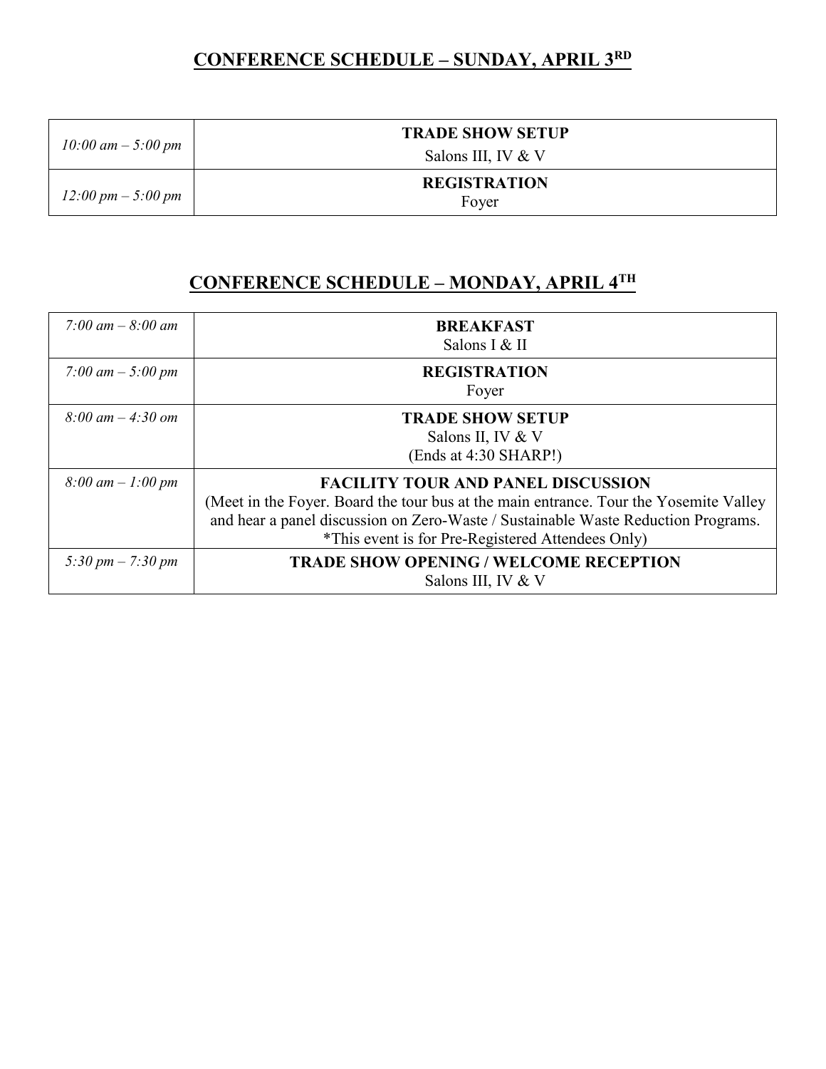## CONFERENCE SCHEDULE – SUNDAY, APRIL 3RD

| | |
|---|---|
| *10:00 am – 5:00 pm* | **TRADE SHOW SETUP**<br>Salons III, IV & V |
| *12:00 pm – 5:00 pm* | **REGISTRATION**<br>Foyer |

## CONFERENCE SCHEDULE – MONDAY, APRIL 4TH

| | |
|---|---|
| *7:00 am – 8:00 am* | **BREAKFAST**<br>Salons I & II |
| *7:00 am – 5:00 pm* | **REGISTRATION**<br>Foyer |
| *8:00 am – 4:30 om* | **TRADE SHOW SETUP**<br>Salons II, IV & V<br>(Ends at 4:30 SHARP!) |
| *8:00 am – 1:00 pm* | **FACILITY TOUR AND PANEL DISCUSSION**<br>(Meet in the Foyer. Board the tour bus at the main entrance. Tour the Yosemite Valley and hear a panel discussion on Zero-Waste / Sustainable Waste Reduction Programs. *This event is for Pre-Registered Attendees Only) |
| *5:30 pm – 7:30 pm* | **TRADE SHOW OPENING / WELCOME RECEPTION**<br>Salons III, IV & V |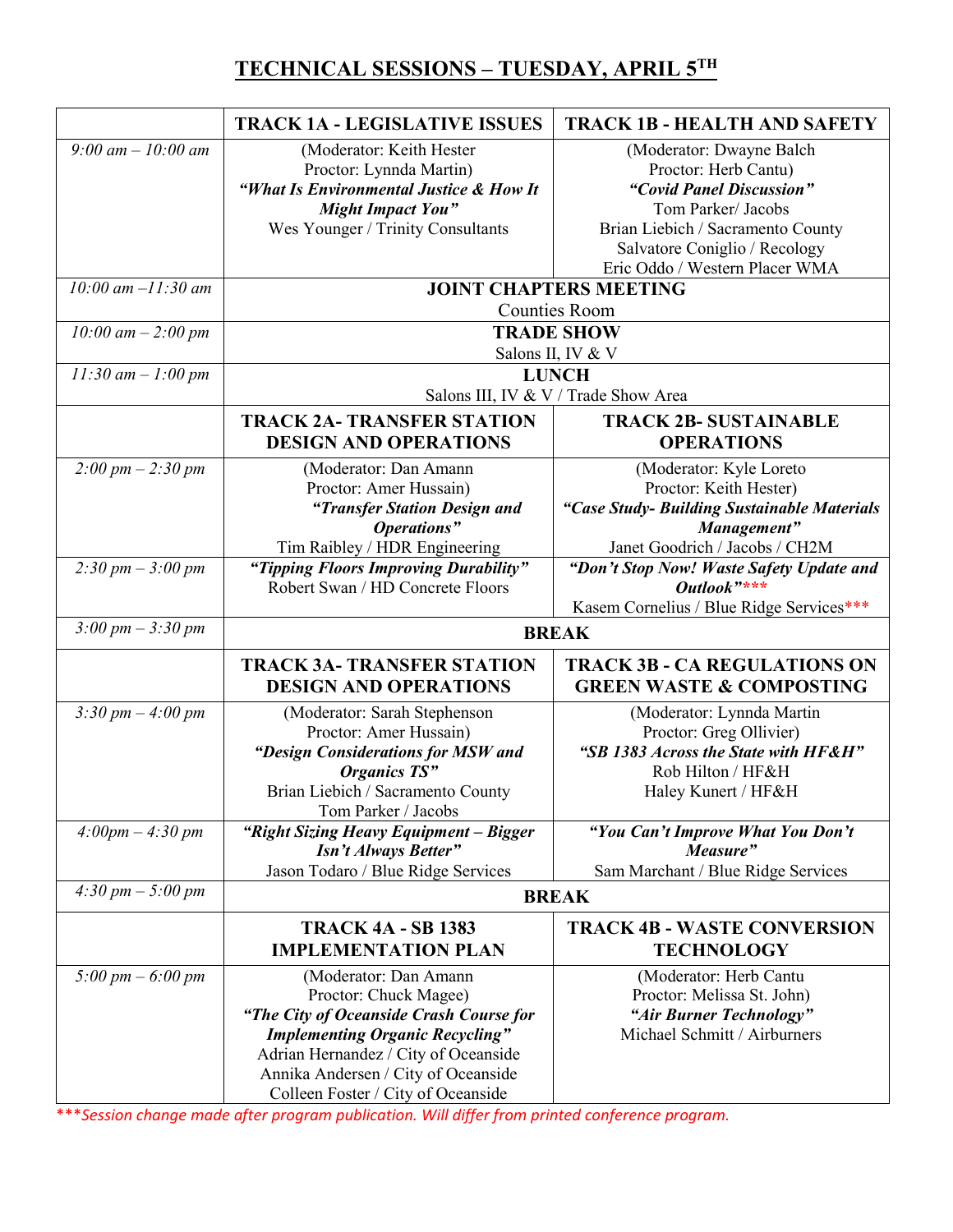# TECHNICAL SESSIONS – TUESDAY, APRIL 5TH

| | TRACK 1A - LEGISLATIVE ISSUES | TRACK 1B - HEALTH AND SAFETY |
|---|---|---|
| *9:00 am – 10:00 am* | (Moderator: Keith Hester<br>Proctor: Lynnda Martin)<br>***"What Is Environmental Justice & How It Might Impact You"***<br>Wes Younger / Trinity Consultants | (Moderator: Dwayne Balch<br>Proctor: Herb Cantu)<br>***"Covid Panel Discussion"***<br>Tom Parker/ Jacobs<br>Brian Liebich / Sacramento County<br>Salvatore Coniglio / Recology<br>Eric Oddo / Western Placer WMA |
| *10:00 am –11:30 am* | **JOINT CHAPTERS MEETING**<br>Counties Room | |
| *10:00 am – 2:00 pm* | **TRADE SHOW**<br>Salons II, IV & V | |
| *11:30 am – 1:00 pm* | **LUNCH**<br>Salons III, IV & V / Trade Show Area | |
| | **TRACK 2A- TRANSFER STATION DESIGN AND OPERATIONS** | **TRACK 2B- SUSTAINABLE OPERATIONS** |
| *2:00 pm – 2:30 pm* | (Moderator: Dan Amann<br>Proctor: Amer Hussain)<br>***"Transfer Station Design and Operations"***<br>Tim Raibley / HDR Engineering | (Moderator: Kyle Loreto<br>Proctor: Keith Hester)<br>***"Case Study- Building Sustainable Materials Management"***<br>Janet Goodrich / Jacobs / CH2M |
| *2:30 pm – 3:00 pm* | ***"Tipping Floors Improving Durability"***<br>Robert Swan / HD Concrete Floors | ***"Don't Stop Now! Waste Safety Update and Outlook"**** ***<br>Kasem Cornelius / Blue Ridge Services*** |
| *3:00 pm – 3:30 pm* | **BREAK** | |
| | **TRACK 3A- TRANSFER STATION DESIGN AND OPERATIONS** | **TRACK 3B - CA REGULATIONS ON GREEN WASTE & COMPOSTING** |
| *3:30 pm – 4:00 pm* | (Moderator: Sarah Stephenson<br>Proctor: Amer Hussain)<br>***"Design Considerations for MSW and Organics TS"***<br>Brian Liebich / Sacramento County<br>Tom Parker / Jacobs | (Moderator: Lynnda Martin<br>Proctor: Greg Ollivier)<br>***"SB 1383 Across the State with HF&H"***<br>Rob Hilton / HF&H<br>Haley Kunert / HF&H |
| *4:00pm – 4:30 pm* | ***"Right Sizing Heavy Equipment – Bigger Isn't Always Better"***<br>Jason Todaro / Blue Ridge Services | ***"You Can't Improve What You Don't Measure"***<br>Sam Marchant / Blue Ridge Services |
| *4:30 pm – 5:00 pm* | **BREAK** | |
| | **TRACK 4A - SB 1383 IMPLEMENTATION PLAN** | **TRACK 4B - WASTE CONVERSION TECHNOLOGY** |
| *5:00 pm – 6:00 pm* | (Moderator: Dan Amann<br>Proctor: Chuck Magee)<br>***"The City of Oceanside Crash Course for Implementing Organic Recycling"***<br>Adrian Hernandez / City of Oceanside<br>Annika Andersen / City of Oceanside<br>Colleen Foster / City of Oceanside | (Moderator: Herb Cantu<br>Proctor: Melissa St. John)<br>***"Air Burner Technology"***<br>Michael Schmitt / Airburners |

****Session change made after program publication. Will differ from printed conference program.*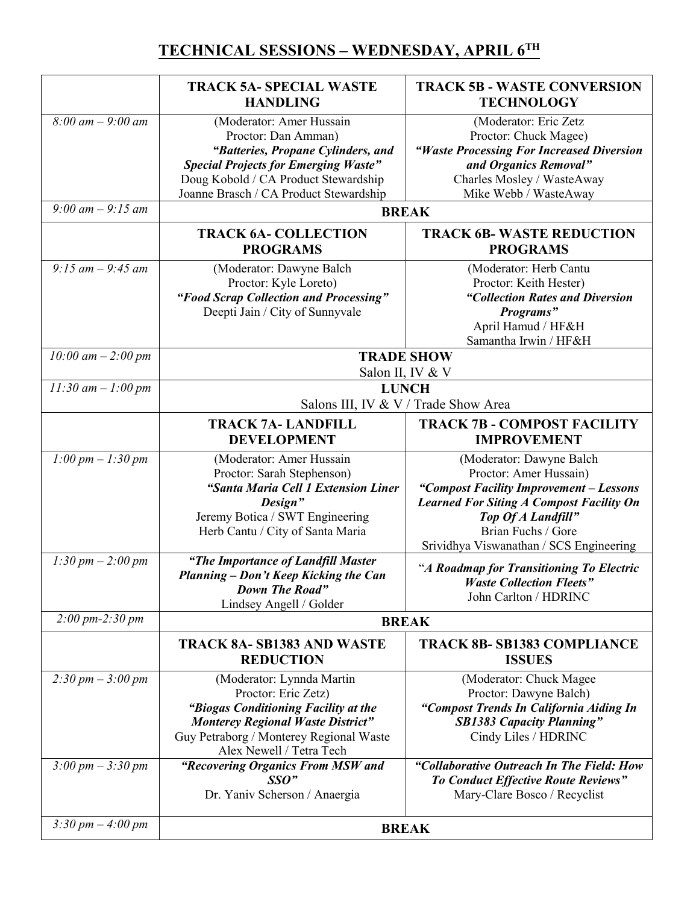# TECHNICAL SESSIONS – WEDNESDAY, APRIL 6TH

| | | |
|---|---|---|
| | **TRACK 5A- SPECIAL WASTE HANDLING** | **TRACK 5B - WASTE CONVERSION TECHNOLOGY** |
| *8:00 am – 9:00 am* | (Moderator: Amer Hussain<br>Proctor: Dan Amman)<br>***"Batteries, Propane Cylinders, and Special Projects for Emerging Waste"***<br>Doug Kobold / CA Product Stewardship<br>Joanne Brasch / CA Product Stewardship | (Moderator: Eric Zetz<br>Proctor: Chuck Magee)<br>***"Waste Processing For Increased Diversion and Organics Removal"***<br>Charles Mosley / WasteAway<br>Mike Webb / WasteAway |
| *9:00 am – 9:15 am* | **BREAK** | |
| | **TRACK 6A- COLLECTION PROGRAMS** | **TRACK 6B- WASTE REDUCTION PROGRAMS** |
| *9:15 am – 9:45 am* | (Moderator: Dawyne Balch<br>Proctor: Kyle Loreto)<br>***"Food Scrap Collection and Processing"***<br>Deepti Jain / City of Sunnyvale | (Moderator: Herb Cantu<br>Proctor: Keith Hester)<br>***"Collection Rates and Diversion Programs"***<br>April Hamud / HF&H<br>Samantha Irwin / HF&H |
| *10:00 am – 2:00 pm* | **TRADE SHOW**<br>Salon II, IV & V | |
| *11:30 am – 1:00 pm* | **LUNCH**<br>Salons III, IV & V / Trade Show Area | |
| | **TRACK 7A- LANDFILL DEVELOPMENT** | **TRACK 7B - COMPOST FACILITY IMPROVEMENT** |
| *1:00 pm – 1:30 pm* | (Moderator: Amer Hussain<br>Proctor: Sarah Stephenson)<br>***"Santa Maria Cell 1 Extension Liner Design"***<br>Jeremy Botica / SWT Engineering<br>Herb Cantu / City of Santa Maria | (Moderator: Dawyne Balch<br>Proctor: Amer Hussain)<br>***"Compost Facility Improvement – Lessons Learned For Siting A Compost Facility On Top Of A Landfill"***<br>Brian Fuchs / Gore<br>Srividhya Viswanathan / SCS Engineering |
| *1:30 pm – 2:00 pm* | ***"The Importance of Landfill Master Planning – Don't Keep Kicking the Can Down The Road"***<br>Lindsey Angell / Golder | ***"A Roadmap for Transitioning To Electric Waste Collection Fleets"***<br>John Carlton / HDRINC |
| *2:00 pm-2:30 pm* | **BREAK** | |
| | **TRACK 8A- SB1383 AND WASTE REDUCTION** | **TRACK 8B- SB1383 COMPLIANCE ISSUES** |
| *2:30 pm – 3:00 pm* | (Moderator: Lynnda Martin<br>Proctor: Eric Zetz)<br>***"Biogas Conditioning Facility at the Monterey Regional Waste District"***<br>Guy Petraborg / Monterey Regional Waste<br>Alex Newell / Tetra Tech | (Moderator: Chuck Magee<br>Proctor: Dawyne Balch)<br>***"Compost Trends In California Aiding In SB1383 Capacity Planning"***<br>Cindy Liles / HDRINC |
| *3:00 pm – 3:30 pm* | ***"Recovering Organics From MSW and SSO"***<br>Dr. Yaniv Scherson / Anaergia | ***"Collaborative Outreach In The Field: How To Conduct Effective Route Reviews"***<br>Mary-Clare Bosco / Recyclist |
| *3:30 pm – 4:00 pm* | **BREAK** | |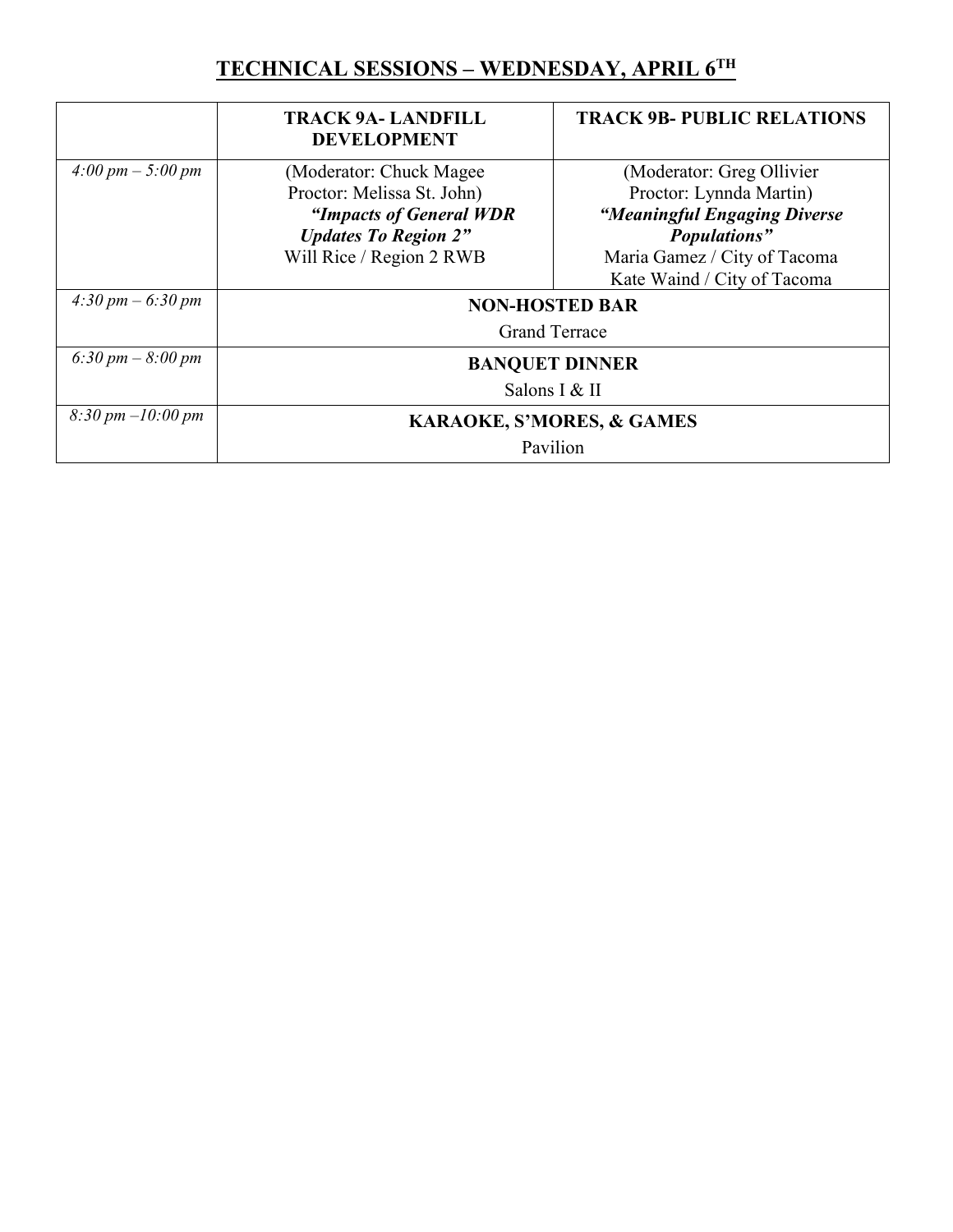## TECHNICAL SESSIONS – WEDNESDAY, APRIL 6TH

| | TRACK 9A- LANDFILL DEVELOPMENT | TRACK 9B- PUBLIC RELATIONS |
|---|---|---|
| *4:00 pm – 5:00 pm* | (Moderator: Chuck Magee<br>Proctor: Melissa St. John)<br>***"Impacts of General WDR Updates To Region 2"***<br>Will Rice / Region 2 RWB | (Moderator: Greg Ollivier<br>Proctor: Lynnda Martin)<br>***"Meaningful Engaging Diverse Populations"***<br>Maria Gamez / City of Tacoma<br>Kate Waind / City of Tacoma |
| *4:30 pm – 6:30 pm* | **NON-HOSTED BAR**<br>Grand Terrace | |
| *6:30 pm – 8:00 pm* | **BANQUET DINNER**<br>Salons I & II | |
| *8:30 pm –10:00 pm* | **KARAOKE, S'MORES, & GAMES**<br>Pavilion | |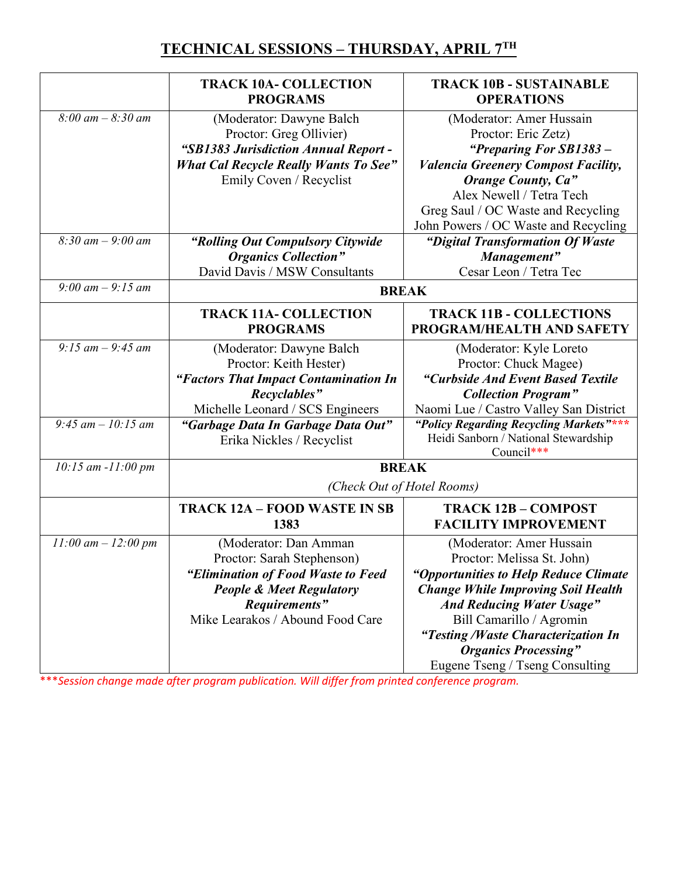## TECHNICAL SESSIONS – THURSDAY, APRIL 7TH

| | **TRACK 10A- COLLECTION PROGRAMS** | **TRACK 10B - SUSTAINABLE OPERATIONS** |
|---|---|---|
| *8:00 am – 8:30 am* | (Moderator: Dawyne Balch<br>Proctor: Greg Ollivier)<br>***"SB1383 Jurisdiction Annual Report - What Cal Recycle Really Wants To See"***<br>Emily Coven / Recyclist | (Moderator: Amer Hussain<br>Proctor: Eric Zetz)<br>***"Preparing For SB1383 – Valencia Greenery Compost Facility, Orange County, Ca"***<br>Alex Newell / Tetra Tech<br>Greg Saul / OC Waste and Recycling<br>John Powers / OC Waste and Recycling |
| *8:30 am – 9:00 am* | ***"Rolling Out Compulsory Citywide Organics Collection"***<br>David Davis / MSW Consultants | ***"Digital Transformation Of Waste Management"***<br>Cesar Leon / Tetra Tec |
| *9:00 am – 9:15 am* | **BREAK** | |
| | **TRACK 11A- COLLECTION PROGRAMS** | **TRACK 11B - COLLECTIONS PROGRAM/HEALTH AND SAFETY** |
| *9:15 am – 9:45 am* | (Moderator: Dawyne Balch<br>Proctor: Keith Hester)<br>***"Factors That Impact Contamination In Recyclables"***<br>Michelle Leonard / SCS Engineers | (Moderator: Kyle Loreto<br>Proctor: Chuck Magee)<br>***"Curbside And Event Based Textile Collection Program"***<br>Naomi Lue / Castro Valley San District |
| *9:45 am – 10:15 am* | ***"Garbage Data In Garbage Data Out"***<br>Erika Nickles / Recyclist | ***"Policy Regarding Recycling Markets"******<br>Heidi Sanborn / National Stewardship Council*** |
| *10:15 am -11:00 pm* | **BREAK**<br>*(Check Out of Hotel Rooms)* | |
| | **TRACK 12A – FOOD WASTE IN SB 1383** | **TRACK 12B – COMPOST FACILITY IMPROVEMENT** |
| *11:00 am – 12:00 pm* | (Moderator: Dan Amman<br>Proctor: Sarah Stephenson)<br>***"Elimination of Food Waste to Feed People & Meet Regulatory Requirements"***<br>Mike Learakos / Abound Food Care | (Moderator: Amer Hussain<br>Proctor: Melissa St. John)<br>***"Opportunities to Help Reduce Climate Change While Improving Soil Health And Reducing Water Usage"***<br>Bill Camarillo / Agromin<br>***"Testing /Waste Characterization In Organics Processing"***<br>Eugene Tseng / Tseng Consulting |

****Session change made after program publication. Will differ from printed conference program.*